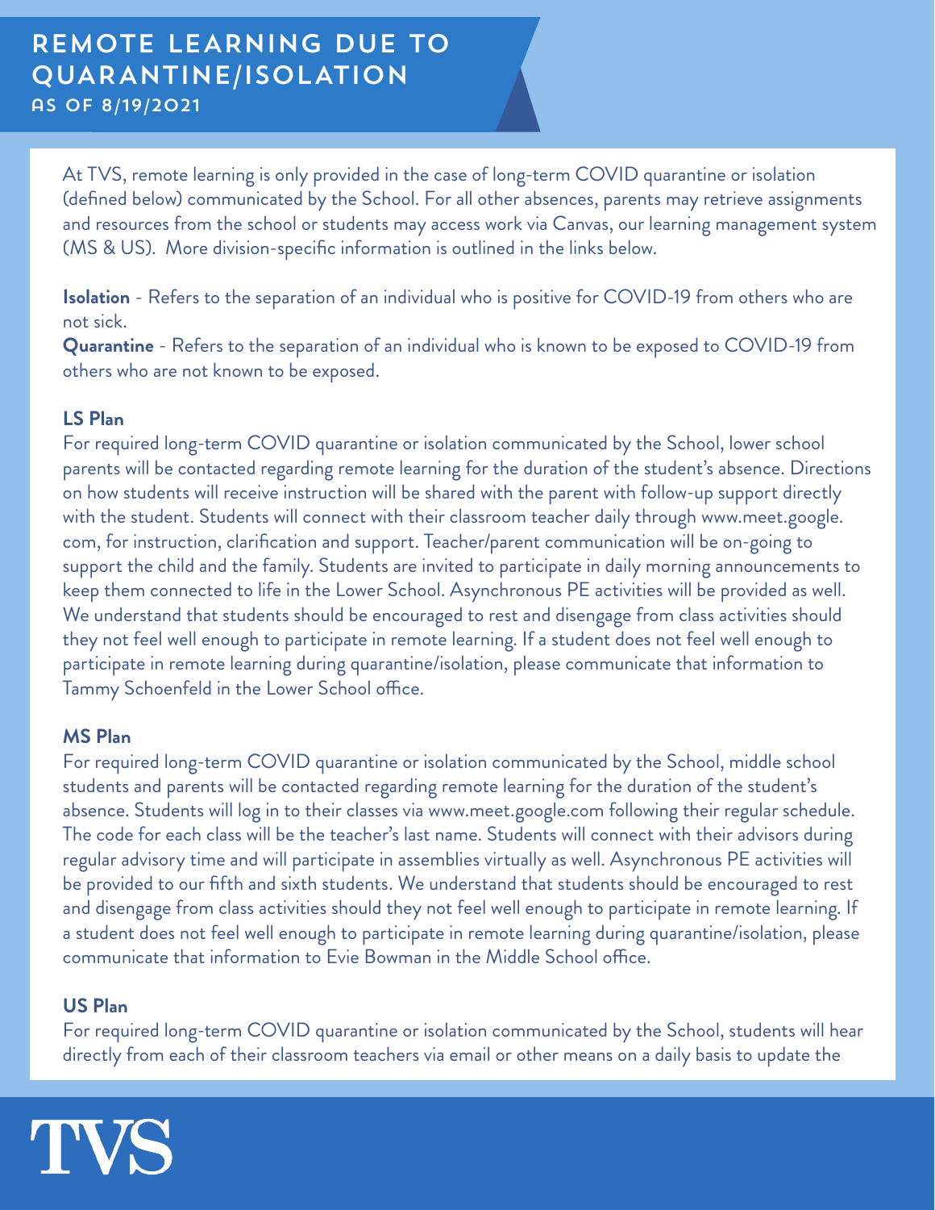# REMOTE LEARNING DUE TO QUARANTINE/ISOLATION

AS OF 8/19/2021

At TVS, remote learning is only provided in the case of long-term COVID quarantine or isolation (defined below) communicated by the School. For all other absences, parents may retrieve assignments and resources from the school or students may access work via Canvas, our learning management system (MS & US). More division-specific information is outlined in the links below.

**Isolation** - Refers to the separation of an individual who is positive for COVID-19 from others who are not sick.

**Quarantine** - Refers to the separation of an individual who is known to be exposed to COVID-19 from others who are not known to be exposed.

**LS Plan**

For required long-term COVID quarantine or isolation communicated by the School, lower school parents will be contacted regarding remote learning for the duration of the student's absence. Directions on how students will receive instruction will be shared with the parent with follow-up support directly with the student. Students will connect with their classroom teacher daily through www.meet.google.com, for instruction, clarification and support. Teacher/parent communication will be on-going to support the child and the family. Students are invited to participate in daily morning announcements to keep them connected to life in the Lower School. Asynchronous PE activities will be provided as well. We understand that students should be encouraged to rest and disengage from class activities should they not feel well enough to participate in remote learning. If a student does not feel well enough to participate in remote learning during quarantine/isolation, please communicate that information to Tammy Schoenfeld in the Lower School office.

**MS Plan**

For required long-term COVID quarantine or isolation communicated by the School, middle school students and parents will be contacted regarding remote learning for the duration of the student's absence. Students will log in to their classes via www.meet.google.com following their regular schedule. The code for each class will be the teacher's last name. Students will connect with their advisors during regular advisory time and will participate in assemblies virtually as well. Asynchronous PE activities will be provided to our fifth and sixth students. We understand that students should be encouraged to rest and disengage from class activities should they not feel well enough to participate in remote learning. If a student does not feel well enough to participate in remote learning during quarantine/isolation, please communicate that information to Evie Bowman in the Middle School office.

**US Plan**

For required long-term COVID quarantine or isolation communicated by the School, students will hear directly from each of their classroom teachers via email or other means on a daily basis to update the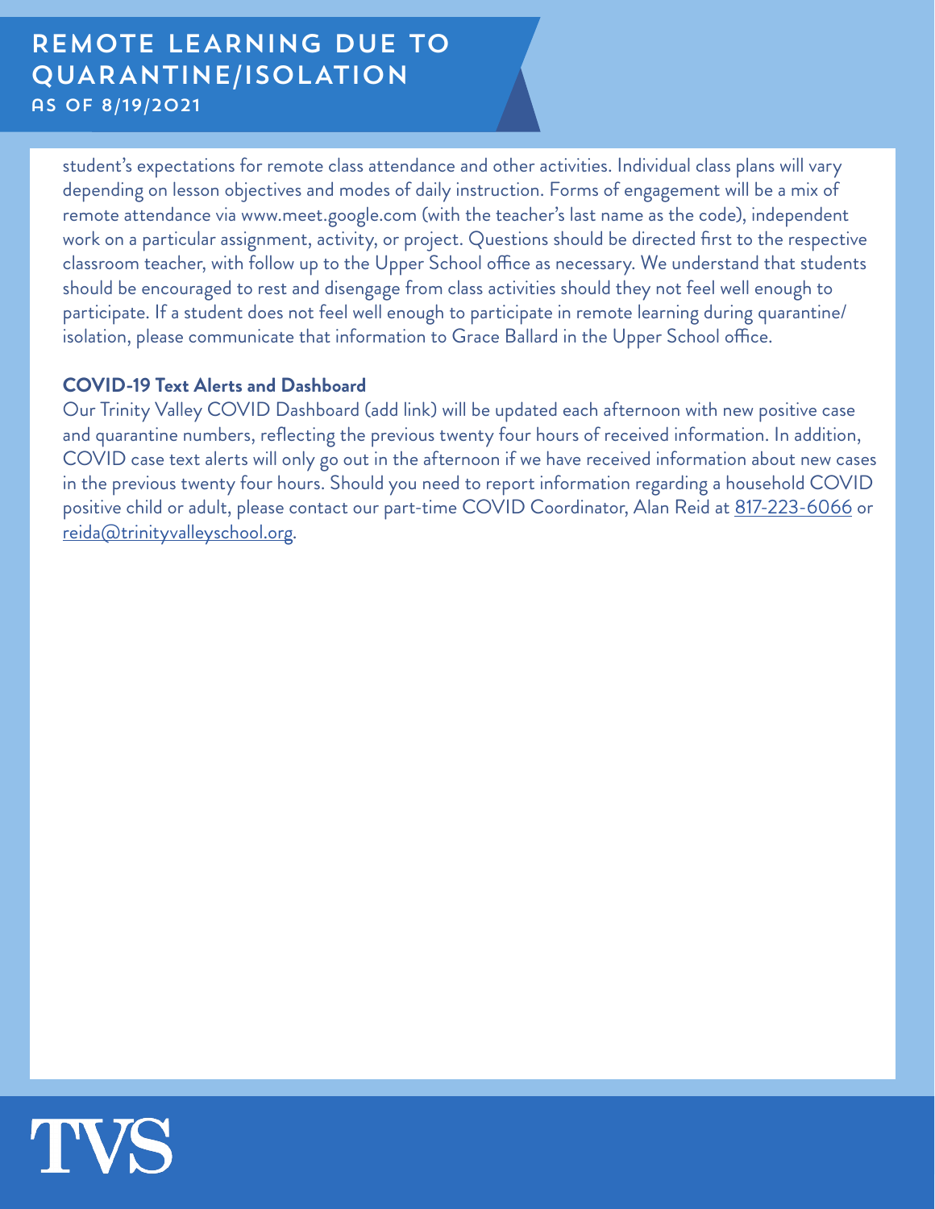student's expectations for remote class attendance and other activities. Individual class plans will vary depending on lesson objectives and modes of daily instruction. Forms of engagement will be a mix of remote attendance via www.meet.google.com (with the teacher's last name as the code), independent work on a particular assignment, activity, or project. Questions should be directed first to the respective classroom teacher, with follow up to the Upper School office as necessary. We understand that students should be encouraged to rest and disengage from class activities should they not feel well enough to participate. If a student does not feel well enough to participate in remote learning during quarantine/isolation, please communicate that information to Grace Ballard in the Upper School office.

**COVID-19 Text Alerts and Dashboard**

Our Trinity Valley COVID Dashboard (add link) will be updated each afternoon with new positive case and quarantine numbers, reflecting the previous twenty four hours of received information. In addition, COVID case text alerts will only go out in the afternoon if we have received information about new cases in the previous twenty four hours. Should you need to report information regarding a household COVID positive child or adult, please contact our part-time COVID Coordinator, Alan Reid at 817-223-6066 or reida@trinityvalleyschool.org.